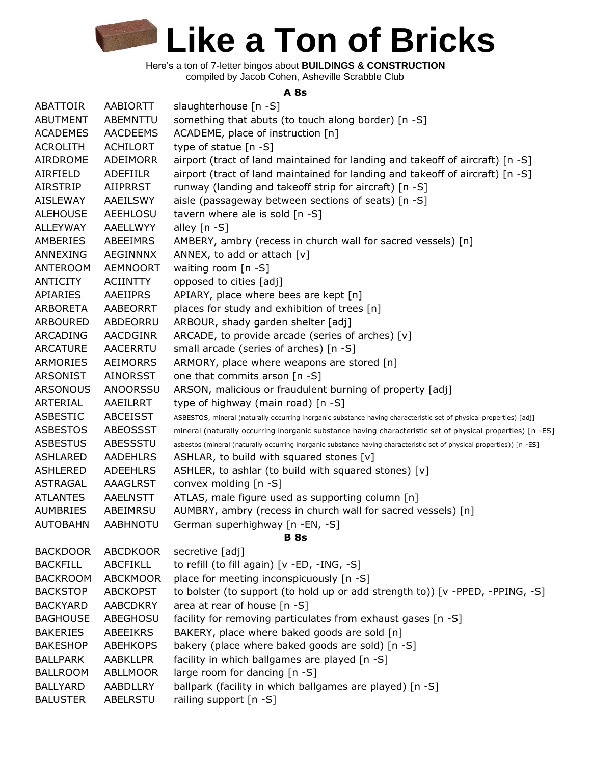# Like a Ton of Bricks

Here's a ton of 7-letter bingos about **BUILDINGS & CONSTRUCTION**
compiled by Jacob Cohen, Asheville Scrabble Club

### A 8s

| | | |
|---|---|---|
| ABATTOIR | AABIORTT | slaughterhouse [n -S] |
| ABUTMENT | ABEMNTTU | something that abuts (to touch along border) [n -S] |
| ACADEMES | AACDEEMS | ACADEME, place of instruction [n] |
| ACROLITH | ACHILORT | type of statue [n -S] |
| AIRDROME | ADEIMORR | airport (tract of land maintained for landing and takeoff of aircraft) [n -S] |
| AIRFIELD | ADEFIILR | airport (tract of land maintained for landing and takeoff of aircraft) [n -S] |
| AIRSTRIP | AIIPRRST | runway (landing and takeoff strip for aircraft) [n -S] |
| AISLEWAY | AAEILSWY | aisle (passageway between sections of seats) [n -S] |
| ALEHOUSE | AEEHLOSU | tavern where ale is sold [n -S] |
| ALLEYWAY | AAELLWYY | alley [n -S] |
| AMBERIES | ABEEIMRS | AMBERY, ambry (recess in church wall for sacred vessels) [n] |
| ANNEXING | AEGINNNX | ANNEX, to add or attach [v] |
| ANTEROOM | AEMNOORT | waiting room [n -S] |
| ANTICITY | ACIINTTY | opposed to cities [adj] |
| APIARIES | AAEIIPRS | APIARY, place where bees are kept [n] |
| ARBORETA | AABEORRT | places for study and exhibition of trees [n] |
| ARBOURED | ABDEORRU | ARBOUR, shady garden shelter [adj] |
| ARCADING | AACDGINR | ARCADE, to provide arcade (series of arches) [v] |
| ARCATURE | AACERRTU | small arcade (series of arches) [n -S] |
| ARMORIES | AEIMORRS | ARMORY, place where weapons are stored [n] |
| ARSONIST | AINORSST | one that commits arson [n -S] |
| ARSONOUS | ANOORSSU | ARSON, malicious or fraudulent burning of property [adj] |
| ARTERIAL | AAEILRRT | type of highway (main road) [n -S] |
| ASBESTIC | ABCEISST | ASBESTOS, mineral (naturally occurring inorganic substance having characteristic set of physical properties) [adj] |
| ASBESTOS | ABEOSSST | mineral (naturally occurring inorganic substance having characteristic set of physical properties) [n -ES] |
| ASBESTUS | ABESSSTU | asbestos (mineral (naturally occurring inorganic substance having characteristic set of physical properties)) [n -ES] |
| ASHLARED | AADEHLRS | ASHLAR, to build with squared stones [v] |
| ASHLERED | ADEEHLRS | ASHLER, to ashlar (to build with squared stones) [v] |
| ASTRAGAL | AAAGLRST | convex molding [n -S] |
| ATLANTES | AAELNSTT | ATLAS, male figure used as supporting column [n] |
| AUMBRIES | ABEIMRSU | AUMBRY, ambry (recess in church wall for sacred vessels) [n] |
| AUTOBAHN | AABHNOTU | German superhighway [n -EN, -S] |

### B 8s

| | | |
|---|---|---|
| BACKDOOR | ABCDKOOR | secretive [adj] |
| BACKFILL | ABCFIKLL | to refill (to fill again) [v -ED, -ING, -S] |
| BACKROOM | ABCKMOOR | place for meeting inconspicuously [n -S] |
| BACKSTOP | ABCKOPST | to bolster (to support (to hold up or add strength to)) [v -PPED, -PPING, -S] |
| BACKYARD | AABCDKRY | area at rear of house [n -S] |
| BAGHOUSE | ABEGHOSU | facility for removing particulates from exhaust gases [n -S] |
| BAKERIES | ABEEIKRS | BAKERY, place where baked goods are sold [n] |
| BAKESHOP | ABEHKOPS | bakery (place where baked goods are sold) [n -S] |
| BALLPARK | AABKLLPR | facility in which ballgames are played [n -S] |
| BALLROOM | ABLLMOOR | large room for dancing [n -S] |
| BALLYARD | AABDLLRY | ballpark (facility in which ballgames are played) [n -S] |
| BALUSTER | ABELRSTU | railing support [n -S] |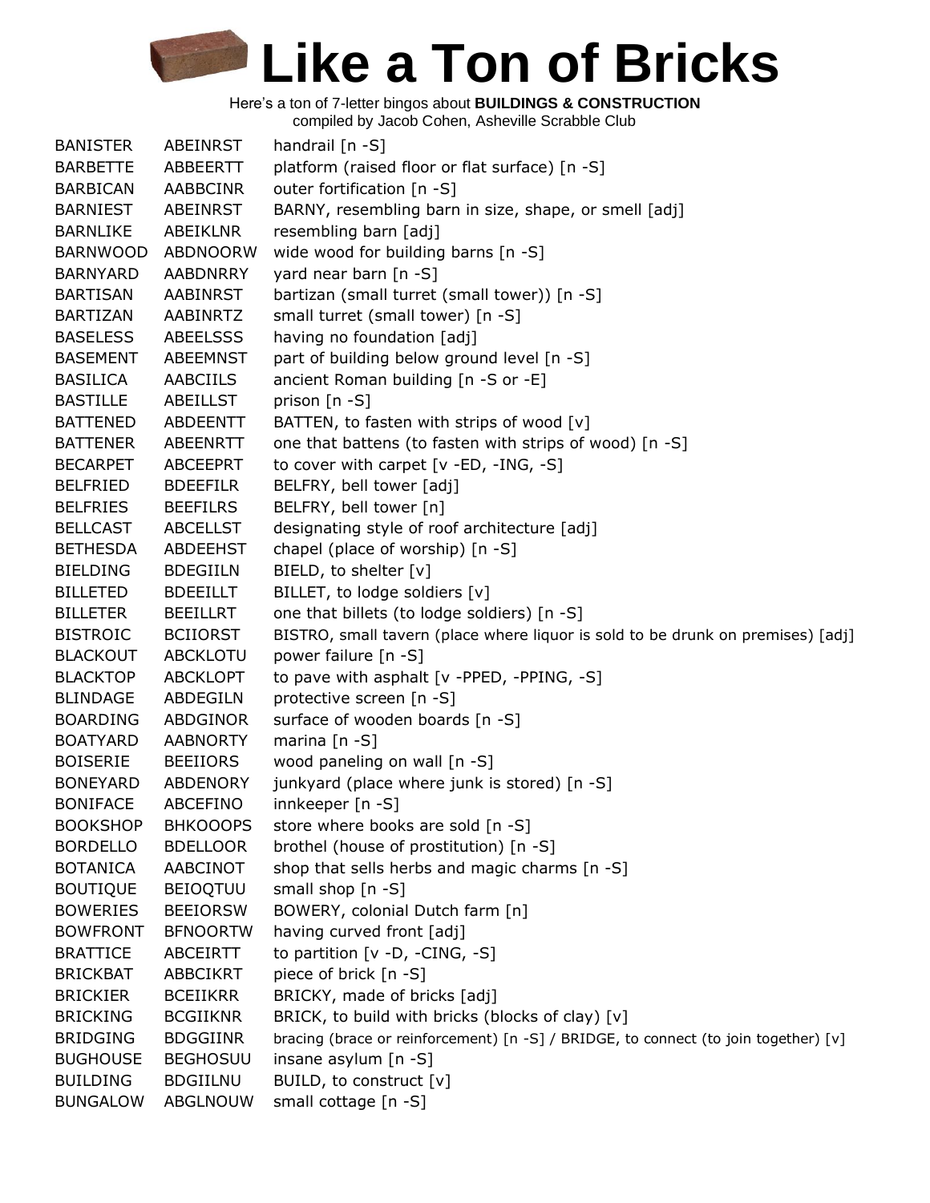# Like a Ton of Bricks

Here's a ton of 7-letter bingos about **BUILDINGS & CONSTRUCTION**
compiled by Jacob Cohen, Asheville Scrabble Club

| | | |
|---|---|---|
| BANISTER | ABEINRST | handrail [n -S] |
| BARBETTE | ABBEERTT | platform (raised floor or flat surface) [n -S] |
| BARBICAN | AABBCINR | outer fortification [n -S] |
| BARNIEST | ABEINRST | BARNY, resembling barn in size, shape, or smell [adj] |
| BARNLIKE | ABEIKLNR | resembling barn [adj] |
| BARNWOOD | ABDNOORW | wide wood for building barns [n -S] |
| BARNYARD | AABDNRRY | yard near barn [n -S] |
| BARTISAN | AABINRST | bartizan (small turret (small tower)) [n -S] |
| BARTIZAN | AABINRTZ | small turret (small tower) [n -S] |
| BASELESS | ABEELSSS | having no foundation [adj] |
| BASEMENT | ABEEMNST | part of building below ground level [n -S] |
| BASILICA | AABCIILS | ancient Roman building [n -S or -E] |
| BASTILLE | ABEILLST | prison [n -S] |
| BATTENED | ABDEENTT | BATTEN, to fasten with strips of wood [v] |
| BATTENER | ABEENRTT | one that battens (to fasten with strips of wood) [n -S] |
| BECARPET | ABCEEPRT | to cover with carpet [v -ED, -ING, -S] |
| BELFRIED | BDEEFILR | BELFRY, bell tower [adj] |
| BELFRIES | BEEFILRS | BELFRY, bell tower [n] |
| BELLCAST | ABCELLST | designating style of roof architecture [adj] |
| BETHESDA | ABDEEHST | chapel (place of worship) [n -S] |
| BIELDING | BDEGIILN | BIELD, to shelter [v] |
| BILLETED | BDEEILLT | BILLET, to lodge soldiers [v] |
| BILLETER | BEEILLRT | one that billets (to lodge soldiers) [n -S] |
| BISTROIC | BCIIORST | BISTRO, small tavern (place where liquor is sold to be drunk on premises) [adj] |
| BLACKOUT | ABCKLOTU | power failure [n -S] |
| BLACKTOP | ABCKLOPT | to pave with asphalt [v -PPED, -PPING, -S] |
| BLINDAGE | ABDEGILN | protective screen [n -S] |
| BOARDING | ABDGINOR | surface of wooden boards [n -S] |
| BOATYARD | AABNORTY | marina [n -S] |
| BOISERIE | BEEIIORS | wood paneling on wall [n -S] |
| BONEYARD | ABDENORY | junkyard (place where junk is stored) [n -S] |
| BONIFACE | ABCEFINO | innkeeper [n -S] |
| BOOKSHOP | BHKOOOPS | store where books are sold [n -S] |
| BORDELLO | BDELLOOR | brothel (house of prostitution) [n -S] |
| BOTANICA | AABCINOT | shop that sells herbs and magic charms [n -S] |
| BOUTIQUE | BEIOQTUU | small shop [n -S] |
| BOWERIES | BEEIORSW | BOWERY, colonial Dutch farm [n] |
| BOWFRONT | BFNOORTW | having curved front [adj] |
| BRATTICE | ABCEIRTT | to partition [v -D, -CING, -S] |
| BRICKBAT | ABBCIKRT | piece of brick [n -S] |
| BRICKIER | BCEIIKRR | BRICKY, made of bricks [adj] |
| BRICKING | BCGIIKNR | BRICK, to build with bricks (blocks of clay) [v] |
| BRIDGING | BDGGIINR | bracing (brace or reinforcement) [n -S] / BRIDGE, to connect (to join together) [v] |
| BUGHOUSE | BEGHOSUU | insane asylum [n -S] |
| BUILDING | BDGIILNU | BUILD, to construct [v] |
| BUNGALOW | ABGLNOUW | small cottage [n -S] |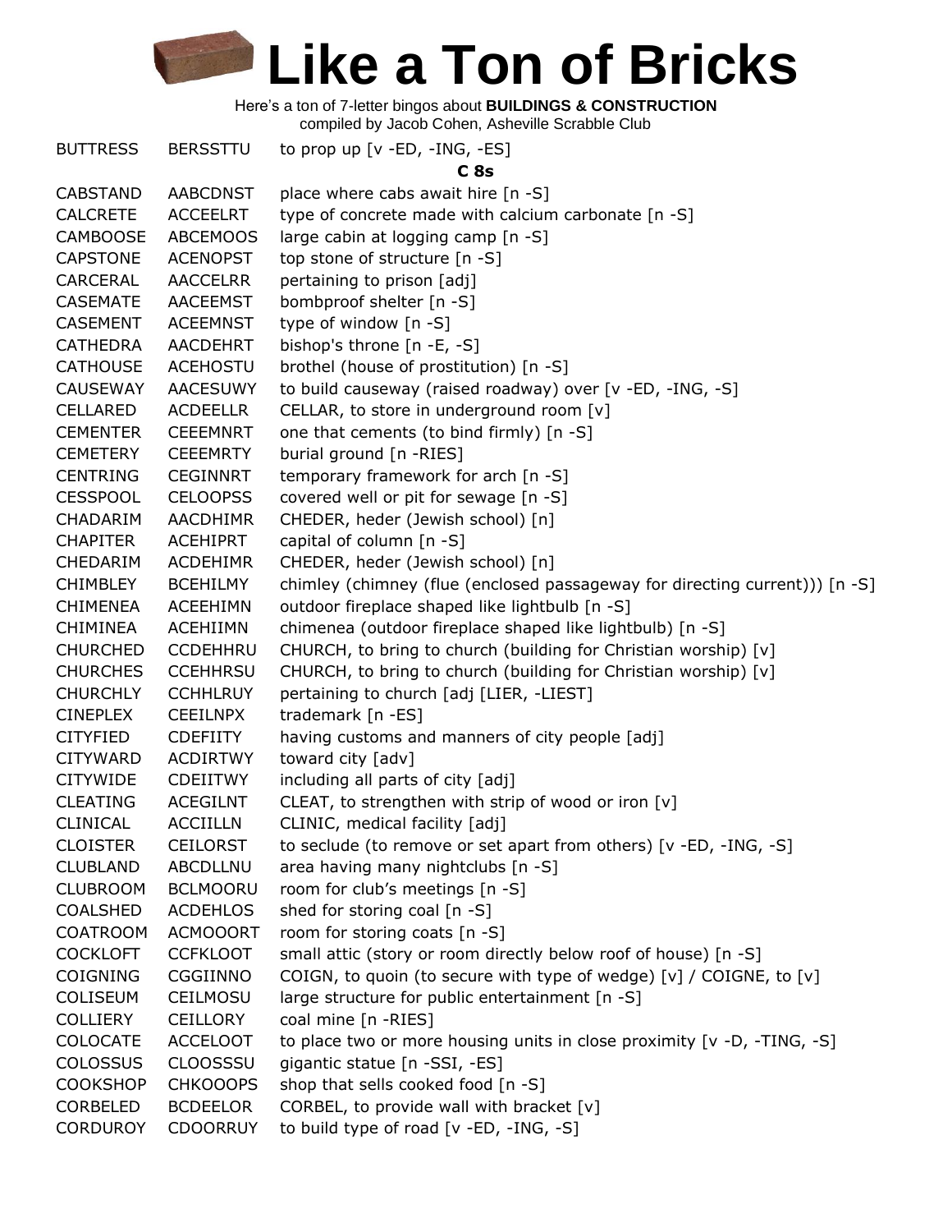# Like a Ton of Bricks

Here's a ton of 7-letter bingos about **BUILDINGS & CONSTRUCTION**
compiled by Jacob Cohen, Asheville Scrabble Club

| | | |
|---|---|---|
| BUTTRESS | BERSSTTU | to prop up [v -ED, -ING, -ES] |

### C 8s

| | | |
|---|---|---|
| CABSTAND | AABCDNST | place where cabs await hire [n -S] |
| CALCRETE | ACCEELRT | type of concrete made with calcium carbonate [n -S] |
| CAMBOOSE | ABCEMOOS | large cabin at logging camp [n -S] |
| CAPSTONE | ACENOPST | top stone of structure [n -S] |
| CARCERAL | AACCELRR | pertaining to prison [adj] |
| CASEMATE | AACEEMST | bombproof shelter [n -S] |
| CASEMENT | ACEEMNST | type of window [n -S] |
| CATHEDRA | AACDEHRT | bishop's throne [n -E, -S] |
| CATHOUSE | ACEHOSTU | brothel (house of prostitution) [n -S] |
| CAUSEWAY | AACESUWY | to build causeway (raised roadway) over [v -ED, -ING, -S] |
| CELLARED | ACDEELLR | CELLAR, to store in underground room [v] |
| CEMENTER | CEEEMNRT | one that cements (to bind firmly) [n -S] |
| CEMETERY | CEEEMRTY | burial ground [n -RIES] |
| CENTRING | CEGINNRT | temporary framework for arch [n -S] |
| CESSPOOL | CELOOPSS | covered well or pit for sewage [n -S] |
| CHADARIM | AACDHIMR | CHEDER, heder (Jewish school) [n] |
| CHAPITER | ACEHIPRT | capital of column [n -S] |
| CHEDARIM | ACDEHIMR | CHEDER, heder (Jewish school) [n] |
| CHIMBLEY | BCEHILMY | chimley (chimney (flue (enclosed passageway for directing current))) [n -S] |
| CHIMENEA | ACEEHIMN | outdoor fireplace shaped like lightbulb [n -S] |
| CHIMINEA | ACEHIIMN | chimenea (outdoor fireplace shaped like lightbulb) [n -S] |
| CHURCHED | CCDEHHRU | CHURCH, to bring to church (building for Christian worship) [v] |
| CHURCHES | CCEHHRSU | CHURCH, to bring to church (building for Christian worship) [v] |
| CHURCHLY | CCHHLRUY | pertaining to church [adj [LIER, -LIEST] |
| CINEPLEX | CEEILNPX | trademark [n -ES] |
| CITYFIED | CDEFIITY | having customs and manners of city people [adj] |
| CITYWARD | ACDIRTWY | toward city [adv] |
| CITYWIDE | CDEIITWY | including all parts of city [adj] |
| CLEATING | ACEGILNT | CLEAT, to strengthen with strip of wood or iron [v] |
| CLINICAL | ACCIILLN | CLINIC, medical facility [adj] |
| CLOISTER | CEILORST | to seclude (to remove or set apart from others) [v -ED, -ING, -S] |
| CLUBLAND | ABCDLLNU | area having many nightclubs [n -S] |
| CLUBROOM | BCLMOORU | room for club's meetings [n -S] |
| COALSHED | ACDEHLOS | shed for storing coal [n -S] |
| COATROOM | ACMOOORT | room for storing coats [n -S] |
| COCKLOFT | CCFKLOOT | small attic (story or room directly below roof of house) [n -S] |
| COIGNING | CGGIINNO | COIGN, to quoin (to secure with type of wedge) [v] / COIGNE, to [v] |
| COLISEUM | CEILMOSU | large structure for public entertainment [n -S] |
| COLLIERY | CEILLORY | coal mine [n -RIES] |
| COLOCATE | ACCELOOT | to place two or more housing units in close proximity [v -D, -TING, -S] |
| COLOSSUS | CLOOSSSU | gigantic statue [n -SSI, -ES] |
| COOKSHOP | CHKOOOPS | shop that sells cooked food [n -S] |
| CORBELED | BCDEELOR | CORBEL, to provide wall with bracket [v] |
| CORDUROY | CDOORRUY | to build type of road [v -ED, -ING, -S] |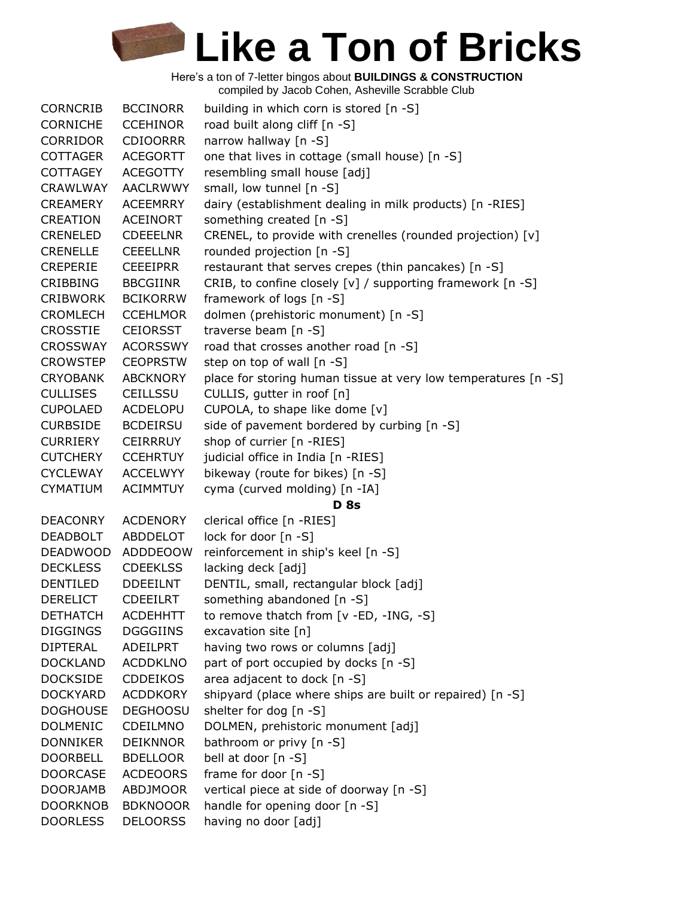# Like a Ton of Bricks

Here's a ton of 7-letter bingos about **BUILDINGS & CONSTRUCTION**
compiled by Jacob Cohen, Asheville Scrabble Club

| | | |
|---|---|---|
| CORNCRIB | BCCINORR | building in which corn is stored [n -S] |
| CORNICHE | CCEHINOR | road built along cliff [n -S] |
| CORRIDOR | CDIOORRR | narrow hallway [n -S] |
| COTTAGER | ACEGORTT | one that lives in cottage (small house) [n -S] |
| COTTAGEY | ACEGOTTY | resembling small house [adj] |
| CRAWLWAY | AACLRWWY | small, low tunnel [n -S] |
| CREAMERY | ACEEMRRY | dairy (establishment dealing in milk products) [n -RIES] |
| CREATION | ACEINORT | something created [n -S] |
| CRENELED | CDEEELNR | CRENEL, to provide with crenelles (rounded projection) [v] |
| CRENELLE | CEEELLNR | rounded projection [n -S] |
| CREPERIE | CEEEIPRR | restaurant that serves crepes (thin pancakes) [n -S] |
| CRIBBING | BBCGIINR | CRIB, to confine closely [v] / supporting framework [n -S] |
| CRIBWORK | BCIKORRW | framework of logs [n -S] |
| CROMLECH | CCEHLMOR | dolmen (prehistoric monument) [n -S] |
| CROSSTIE | CEIORSST | traverse beam [n -S] |
| CROSSWAY | ACORSSWY | road that crosses another road [n -S] |
| CROWSTEP | CEOPRSTW | step on top of wall [n -S] |
| CRYOBANK | ABCKNORY | place for storing human tissue at very low temperatures [n -S] |
| CULLISES | CEILLSSU | CULLIS, gutter in roof [n] |
| CUPOLAED | ACDELOPU | CUPOLA, to shape like dome [v] |
| CURBSIDE | BCDEIRSU | side of pavement bordered by curbing [n -S] |
| CURRIERY | CEIRRRUY | shop of currier [n -RIES] |
| CUTCHERY | CCEHRTUY | judicial office in India [n -RIES] |
| CYCLEWAY | ACCELWYY | bikeway (route for bikes) [n -S] |
| CYMATIUM | ACIMMTUY | cyma (curved molding) [n -IA] |
| | **D 8s** | |
| DEACONRY | ACDENORY | clerical office [n -RIES] |
| DEADBOLT | ABDDELOT | lock for door [n -S] |
| DEADWOOD | ADDDEOOW | reinforcement in ship's keel [n -S] |
| DECKLESS | CDEEKLSS | lacking deck [adj] |
| DENTILED | DDEEILNT | DENTIL, small, rectangular block [adj] |
| DERELICT | CDEEILRT | something abandoned [n -S] |
| DETHATCH | ACDEHHTT | to remove thatch from [v -ED, -ING, -S] |
| DIGGINGS | DGGGIINS | excavation site [n] |
| DIPTERAL | ADEILPRT | having two rows or columns [adj] |
| DOCKLAND | ACDDKLNO | part of port occupied by docks [n -S] |
| DOCKSIDE | CDDEIKOS | area adjacent to dock [n -S] |
| DOCKYARD | ACDDKORY | shipyard (place where ships are built or repaired) [n -S] |
| DOGHOUSE | DEGHOOSU | shelter for dog [n -S] |
| DOLMENIC | CDEILMNO | DOLMEN, prehistoric monument [adj] |
| DONNIKER | DEIKNNOR | bathroom or privy [n -S] |
| DOORBELL | BDELLOOR | bell at door [n -S] |
| DOORCASE | ACDEOORS | frame for door [n -S] |
| DOORJAMB | ABDJMOOR | vertical piece at side of doorway [n -S] |
| DOORKNOB | BDKNOOOR | handle for opening door [n -S] |
| DOORLESS | DELOORSS | having no door [adj] |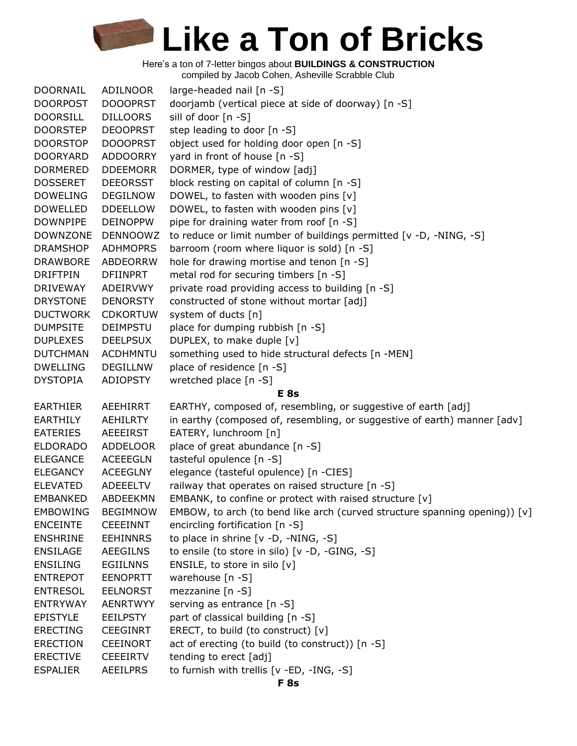# Like a Ton of Bricks

Here's a ton of 7-letter bingos about **BUILDINGS & CONSTRUCTION**
compiled by Jacob Cohen, Asheville Scrabble Club

| | | |
|---|---|---|
| DOORNAIL | ADILNOOR | large-headed nail [n -S] |
| DOORPOST | DOOOPRST | doorjamb (vertical piece at side of doorway) [n -S] |
| DOORSILL | DILLOORS | sill of door [n -S] |
| DOORSTEP | DEOOPRST | step leading to door [n -S] |
| DOORSTOP | DOOOPRST | object used for holding door open [n -S] |
| DOORYARD | ADDOORRY | yard in front of house [n -S] |
| DORMERED | DDEEMORR | DORMER, type of window [adj] |
| DOSSERET | DEEORSST | block resting on capital of column [n -S] |
| DOWELING | DEGILNOW | DOWEL, to fasten with wooden pins [v] |
| DOWELLED | DDEELLOW | DOWEL, to fasten with wooden pins [v] |
| DOWNPIPE | DEINOPPW | pipe for draining water from roof [n -S] |
| DOWNZONE | DENNOOWZ | to reduce or limit number of buildings permitted [v -D, -NING, -S] |
| DRAMSHOP | ADHMOPRS | barroom (room where liquor is sold) [n -S] |
| DRAWBORE | ABDEORRW | hole for drawing mortise and tenon [n -S] |
| DRIFTPIN | DFIINPRT | metal rod for securing timbers [n -S] |
| DRIVEWAY | ADEIRVWY | private road providing access to building [n -S] |
| DRYSTONE | DENORSTY | constructed of stone without mortar [adj] |
| DUCTWORK | CDKORTUW | system of ducts [n] |
| DUMPSITE | DEIMPSTU | place for dumping rubbish [n -S] |
| DUPLEXES | DEELPSUX | DUPLEX, to make duple [v] |
| DUTCHMAN | ACDHMNTU | something used to hide structural defects [n -MEN] |
| DWELLING | DEGILLNW | place of residence [n -S] |
| DYSTOPIA | ADIOPSTY | wretched place [n -S] |
| | | **E 8s** |
| EARTHIER | AEEHIRRT | EARTHY, composed of, resembling, or suggestive of earth [adj] |
| EARTHILY | AEHILRTY | in earthy (composed of, resembling, or suggestive of earth) manner [adv] |
| EATERIES | AEEEIRST | EATERY, lunchroom [n] |
| ELDORADO | ADDELOOR | place of great abundance [n -S] |
| ELEGANCE | ACEEEGLN | tasteful opulence [n -S] |
| ELEGANCY | ACEEGLNY | elegance (tasteful opulence) [n -CIES] |
| ELEVATED | ADEEELTV | railway that operates on raised structure [n -S] |
| EMBANKED | ABDEEKMN | EMBANK, to confine or protect with raised structure [v] |
| EMBOWING | BEGIMNOW | EMBOW, to arch (to bend like arch (curved structure spanning opening)) [v] |
| ENCEINTE | CEEEINNT | encircling fortification [n -S] |
| ENSHRINE | EEHINNRS | to place in shrine [v -D, -NING, -S] |
| ENSILAGE | AEEGILNS | to ensile (to store in silo) [v -D, -GING, -S] |
| ENSILING | EGIILNNS | ENSILE, to store in silo [v] |
| ENTREPOT | EENOPRTT | warehouse [n -S] |
| ENTRESOL | EELNORST | mezzanine [n -S] |
| ENTRYWAY | AENRTWYY | serving as entrance [n -S] |
| EPISTYLE | EEILPSTY | part of classical building [n -S] |
| ERECTING | CEEGINRT | ERECT, to build (to construct) [v] |
| ERECTION | CEEINORT | act of erecting (to build (to construct)) [n -S] |
| ERECTIVE | CEEEIRTV | tending to erect [adj] |
| ESPALIER | AEEILPRS | to furnish with trellis [v -ED, -ING, -S] |
| | | **F 8s** |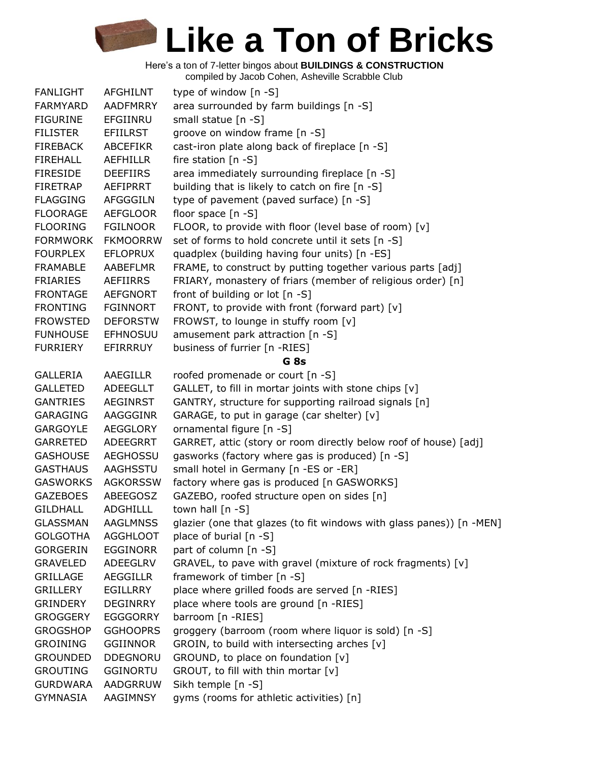# Like a Ton of Bricks

Here's a ton of 7-letter bingos about **BUILDINGS & CONSTRUCTION**
compiled by Jacob Cohen, Asheville Scrabble Club

| | | |
|---|---|---|
| FANLIGHT | AFGHILNT | type of window [n -S] |
| FARMYARD | AADFMRRY | area surrounded by farm buildings [n -S] |
| FIGURINE | EFGIINRU | small statue [n -S] |
| FILISTER | EFIILRST | groove on window frame [n -S] |
| FIREBACK | ABCEFIKR | cast-iron plate along back of fireplace [n -S] |
| FIREHALL | AEFHILLR | fire station [n -S] |
| FIRESIDE | DEEFIIRS | area immediately surrounding fireplace [n -S] |
| FIRETRAP | AEFIPRRT | building that is likely to catch on fire [n -S] |
| FLAGGING | AFGGGILN | type of pavement (paved surface) [n -S] |
| FLOORAGE | AEFGLOOR | floor space [n -S] |
| FLOORING | FGILNOOR | FLOOR, to provide with floor (level base of room) [v] |
| FORMWORK | FKMOORRW | set of forms to hold concrete until it sets [n -S] |
| FOURPLEX | EFLOPRUX | quadplex (building having four units) [n -ES] |
| FRAMABLE | AABEFLMR | FRAME, to construct by putting together various parts [adj] |
| FRIARIES | AEFIIRRS | FRIARY, monastery of friars (member of religious order) [n] |
| FRONTAGE | AEFGNORT | front of building or lot [n -S] |
| FRONTING | FGINNORT | FRONT, to provide with front (forward part) [v] |
| FROWSTED | DEFORSTW | FROWST, to lounge in stuffy room [v] |
| FUNHOUSE | EFHNOSUU | amusement park attraction [n -S] |
| FURRIERY | EFIRRRUY | business of furrier [n -RIES] |

**G 8s**

| | | |
|---|---|---|
| GALLERIA | AAEGILLR | roofed promenade or court [n -S] |
| GALLETED | ADEEGLLT | GALLET, to fill in mortar joints with stone chips [v] |
| GANTRIES | AEGINRST | GANTRY, structure for supporting railroad signals [n] |
| GARAGING | AAGGGINR | GARAGE, to put in garage (car shelter) [v] |
| GARGOYLE | AEGGLORY | ornamental figure [n -S] |
| GARRETED | ADEEGRRT | GARRET, attic (story or room directly below roof of house) [adj] |
| GASHOUSE | AEGHOSSU | gasworks (factory where gas is produced) [n -S] |
| GASTHAUS | AAGHSSTU | small hotel in Germany [n -ES or -ER] |
| GASWORKS | AGKORSSW | factory where gas is produced [n GASWORKS] |
| GAZEBOES | ABEEGOSZ | GAZEBO, roofed structure open on sides [n] |
| GILDHALL | ADGHILLL | town hall [n -S] |
| GLASSMAN | AAGLMNSS | glazier (one that glazes (to fit windows with glass panes)) [n -MEN] |
| GOLGOTHA | AGGHLOOT | place of burial [n -S] |
| GORGERIN | EGGINORR | part of column [n -S] |
| GRAVELED | ADEEGLRV | GRAVEL, to pave with gravel (mixture of rock fragments) [v] |
| GRILLAGE | AEGGILLR | framework of timber [n -S] |
| GRILLERY | EGILLRRY | place where grilled foods are served [n -RIES] |
| GRINDERY | DEGINRRY | place where tools are ground [n -RIES] |
| GROGGERY | EGGGORRY | barroom [n -RIES] |
| GROGSHOP | GGHOOPRS | groggery (barroom (room where liquor is sold) [n -S] |
| GROINING | GGIINNOR | GROIN, to build with intersecting arches [v] |
| GROUNDED | DDEGNORU | GROUND, to place on foundation [v] |
| GROUTING | GGINORTU | GROUT, to fill with thin mortar [v] |
| GURDWARA | AADGRRUW | Sikh temple [n -S] |
| GYMNASIA | AAGIMNSY | gyms (rooms for athletic activities) [n] |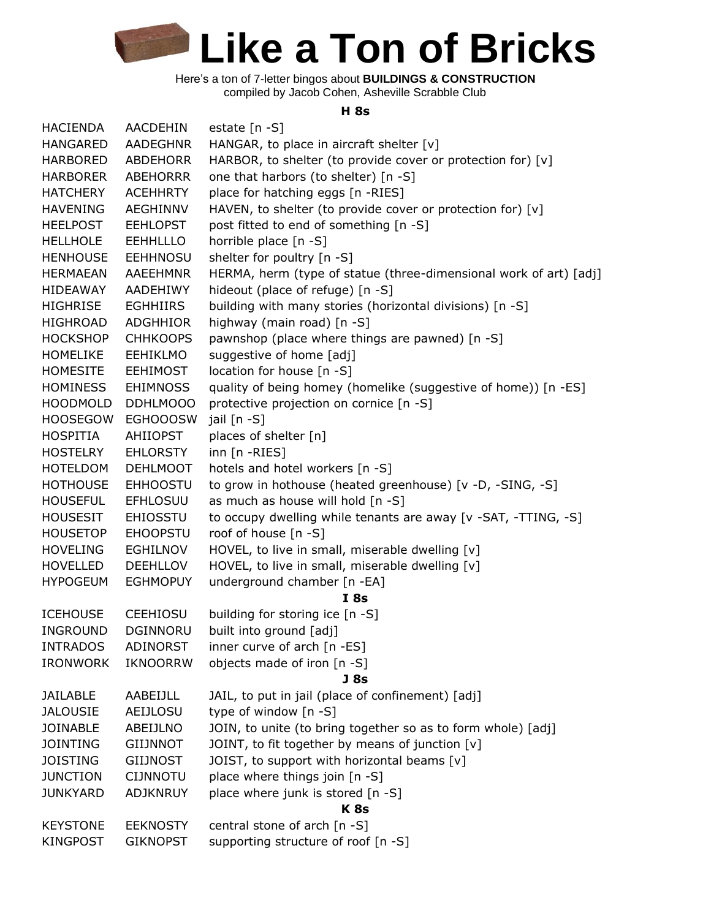# Like a Ton of Bricks

Here's a ton of 7-letter bingos about **BUILDINGS & CONSTRUCTION**
compiled by Jacob Cohen, Asheville Scrabble Club

### H 8s

| | | |
|---|---|---|
| HACIENDA | AACDEHIN | estate [n -S] |
| HANGARED | AADEGHNR | HANGAR, to place in aircraft shelter [v] |
| HARBORED | ABDEHORR | HARBOR, to shelter (to provide cover or protection for) [v] |
| HARBORER | ABEHORRR | one that harbors (to shelter) [n -S] |
| HATCHERY | ACEHHRTY | place for hatching eggs [n -RIES] |
| HAVENING | AEGHINNV | HAVEN, to shelter (to provide cover or protection for) [v] |
| HEELPOST | EEHLOPST | post fitted to end of something [n -S] |
| HELLHOLE | EEHHLLLO | horrible place [n -S] |
| HENHOUSE | EEHHNOSU | shelter for poultry [n -S] |
| HERMAEAN | AAEEHMNR | HERMA, herm (type of statue (three-dimensional work of art) [adj] |
| HIDEAWAY | AADEHIWY | hideout (place of refuge) [n -S] |
| HIGHRISE | EGHHIIRS | building with many stories (horizontal divisions) [n -S] |
| HIGHROAD | ADGHHIOR | highway (main road) [n -S] |
| HOCKSHOP | CHHKOOPS | pawnshop (place where things are pawned) [n -S] |
| HOMELIKE | EEHIKLMO | suggestive of home [adj] |
| HOMESITE | EEHIMOST | location for house [n -S] |
| HOMINESS | EHIMNOSS | quality of being homey (homelike (suggestive of home)) [n -ES] |
| HOODMOLD | DDHLMOOO | protective projection on cornice [n -S] |
| HOOSEGOW | EGHOOOSW | jail [n -S] |
| HOSPITIA | AHIIOPST | places of shelter [n] |
| HOSTELRY | EHLORSTY | inn [n -RIES] |
| HOTELDOM | DEHLMOOT | hotels and hotel workers [n -S] |
| HOTHOUSE | EHHOOSTU | to grow in hothouse (heated greenhouse) [v -D, -SING, -S] |
| HOUSEFUL | EFHLOSUU | as much as house will hold [n -S] |
| HOUSESIT | EHIOSSTU | to occupy dwelling while tenants are away [v -SAT, -TTING, -S] |
| HOUSETOP | EHOOPSTU | roof of house [n -S] |
| HOVELING | EGHILNOV | HOVEL, to live in small, miserable dwelling [v] |
| HOVELLED | DEEHLLOV | HOVEL, to live in small, miserable dwelling [v] |
| HYPOGEUM | EGHMOPUY | underground chamber [n -EA] |

### I 8s

| | | |
|---|---|---|
| ICEHOUSE | CEEHIOSU | building for storing ice [n -S] |
| INGROUND | DGINNORU | built into ground [adj] |
| INTRADOS | ADINORST | inner curve of arch [n -ES] |
| IRONWORK | IKNOORRW | objects made of iron [n -S] |

### J 8s

| | | |
|---|---|---|
| JAILABLE | AABEIJLL | JAIL, to put in jail (place of confinement) [adj] |
| JALOUSIE | AEIJLOSU | type of window [n -S] |
| JOINABLE | ABEIJLNO | JOIN, to unite (to bring together so as to form whole) [adj] |
| JOINTING | GIIJNNOT | JOINT, to fit together by means of junction [v] |
| JOISTING | GIIJNOST | JOIST, to support with horizontal beams [v] |
| JUNCTION | CIJNNOTU | place where things join [n -S] |
| JUNKYARD | ADJKNRUY | place where junk is stored [n -S] |

### K 8s

| | | |
|---|---|---|
| KEYSTONE | EEKNOSTY | central stone of arch [n -S] |
| KINGPOST | GIKNOPST | supporting structure of roof [n -S] |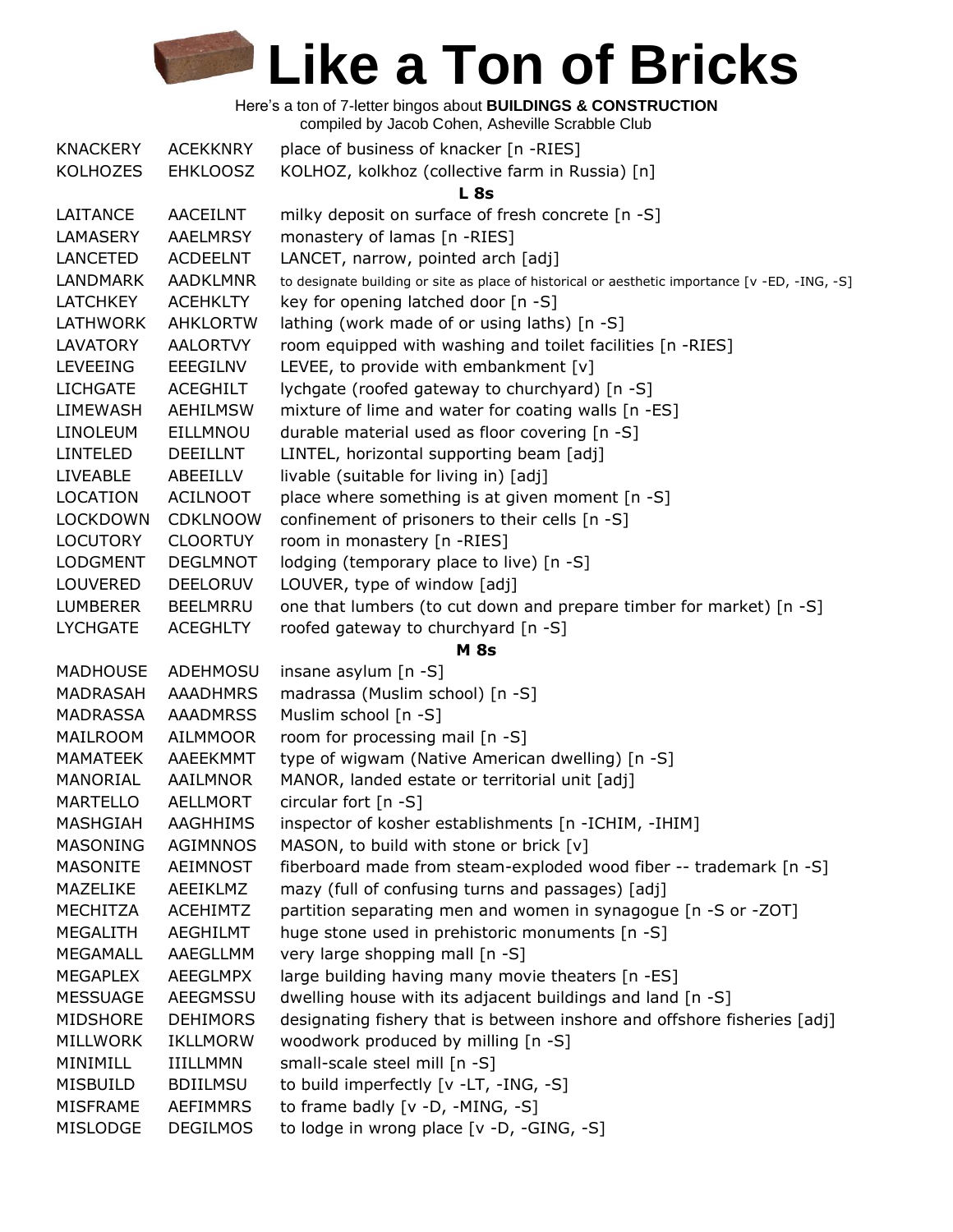# Like a Ton of Bricks

Here's a ton of 7-letter bingos about **BUILDINGS & CONSTRUCTION**
compiled by Jacob Cohen, Asheville Scrabble Club

| | | |
|---|---|---|
| KNACKERY | ACEKKNRY | place of business of knacker [n -RIES] |
| KOLHOZES | EHKLOOSZ | KOLHOZ, kolkhoz (collective farm in Russia) [n] |
| | | **L 8s** |
| LAITANCE | AACEILNT | milky deposit on surface of fresh concrete [n -S] |
| LAMASERY | AAELMRSY | monastery of lamas [n -RIES] |
| LANCETED | ACDEELNT | LANCET, narrow, pointed arch [adj] |
| LANDMARK | AADKLMNR | to designate building or site as place of historical or aesthetic importance [v -ED, -ING, -S] |
| LATCHKEY | ACEHKLTY | key for opening latched door [n -S] |
| LATHWORK | AHKLORTW | lathing (work made of or using laths) [n -S] |
| LAVATORY | AALORTVY | room equipped with washing and toilet facilities [n -RIES] |
| LEVEEING | EEEGILNV | LEVEE, to provide with embankment [v] |
| LICHGATE | ACEGHILT | lychgate (roofed gateway to churchyard) [n -S] |
| LIMEWASH | AEHILMSW | mixture of lime and water for coating walls [n -ES] |
| LINOLEUM | EILLMNOU | durable material used as floor covering [n -S] |
| LINTELED | DEEILLNT | LINTEL, horizontal supporting beam [adj] |
| LIVEABLE | ABEEILLV | livable (suitable for living in) [adj] |
| LOCATION | ACILNOOT | place where something is at given moment [n -S] |
| LOCKDOWN | CDKLNOOW | confinement of prisoners to their cells [n -S] |
| LOCUTORY | CLOORTUY | room in monastery [n -RIES] |
| LODGMENT | DEGLMNOT | lodging (temporary place to live) [n -S] |
| LOUVERED | DEELORUV | LOUVER, type of window [adj] |
| LUMBERER | BEELMRRU | one that lumbers (to cut down and prepare timber for market) [n -S] |
| LYCHGATE | ACEGHLTY | roofed gateway to churchyard [n -S] |
| | | **M 8s** |
| MADHOUSE | ADEHMOSU | insane asylum [n -S] |
| MADRASAH | AAADHMRS | madrassa (Muslim school) [n -S] |
| MADRASSA | AAADMRSS | Muslim school [n -S] |
| MAILROOM | AILMMOOR | room for processing mail [n -S] |
| MAMATEEK | AAEEKMMT | type of wigwam (Native American dwelling) [n -S] |
| MANORIAL | AAILMNOR | MANOR, landed estate or territorial unit [adj] |
| MARTELLO | AELLMORT | circular fort [n -S] |
| MASHGIAH | AAGHHIMS | inspector of kosher establishments [n -ICHIM, -IHIM] |
| MASONING | AGIMNNOS | MASON, to build with stone or brick [v] |
| MASONITE | AEIMNOST | fiberboard made from steam-exploded wood fiber -- trademark [n -S] |
| MAZELIKE | AEEIKLMZ | mazy (full of confusing turns and passages) [adj] |
| MECHITZA | ACEHIMTZ | partition separating men and women in synagogue [n -S or -ZOT] |
| MEGALITH | AEGHILMT | huge stone used in prehistoric monuments [n -S] |
| MEGAMALL | AAEGLLMM | very large shopping mall [n -S] |
| MEGAPLEX | AEEGLMPX | large building having many movie theaters [n -ES] |
| MESSUAGE | AEEGMSSU | dwelling house with its adjacent buildings and land [n -S] |
| MIDSHORE | DEHIMORS | designating fishery that is between inshore and offshore fisheries [adj] |
| MILLWORK | IKLLMORW | woodwork produced by milling [n -S] |
| MINIMILL | IIILLMMN | small-scale steel mill [n -S] |
| MISBUILD | BDIILMSU | to build imperfectly [v -LT, -ING, -S] |
| MISFRAME | AEFIMMRS | to frame badly [v -D, -MING, -S] |
| MISLODGE | DEGILMOS | to lodge in wrong place [v -D, -GING, -S] |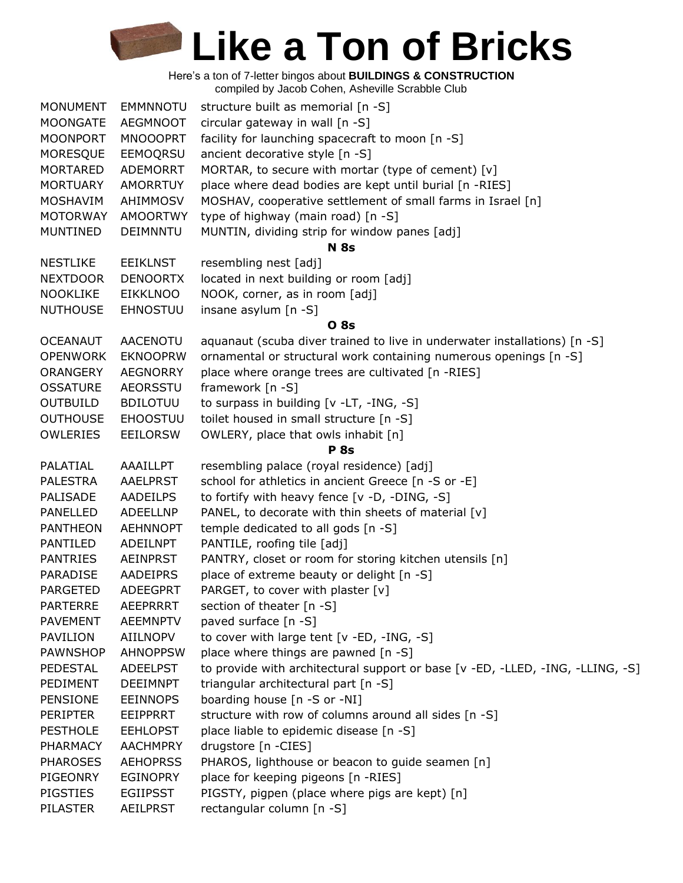# Like a Ton of Bricks

Here's a ton of 7-letter bingos about **BUILDINGS & CONSTRUCTION**
compiled by Jacob Cohen, Asheville Scrabble Club

| | | |
|---|---|---|
| MONUMENT | EMMNNOTU | structure built as memorial [n -S] |
| MOONGATE | AEGMNOOT | circular gateway in wall [n -S] |
| MOONPORT | MNOOOPRT | facility for launching spacecraft to moon [n -S] |
| MORESQUE | EEMOQRSU | ancient decorative style [n -S] |
| MORTARED | ADEMORRT | MORTAR, to secure with mortar (type of cement) [v] |
| MORTUARY | AMORRTUY | place where dead bodies are kept until burial [n -RIES] |
| MOSHAVIM | AHIMMOSV | MOSHAV, cooperative settlement of small farms in Israel [n] |
| MOTORWAY | AMOORTWY | type of highway (main road) [n -S] |
| MUNTINED | DEIMNNTU | MUNTIN, dividing strip for window panes [adj] |
| | | **N 8s** |
| NESTLIKE | EEIKLNST | resembling nest [adj] |
| NEXTDOOR | DENOORTX | located in next building or room [adj] |
| NOOKLIKE | EIKKLNOO | NOOK, corner, as in room [adj] |
| NUTHOUSE | EHNOSTUU | insane asylum [n -S] |
| | | **O 8s** |
| OCEANAUT | AACENOTU | aquanaut (scuba diver trained to live in underwater installations) [n -S] |
| OPENWORK | EKNOOPRW | ornamental or structural work containing numerous openings [n -S] |
| ORANGERY | AEGNORRY | place where orange trees are cultivated [n -RIES] |
| OSSATURE | AEORSSTU | framework [n -S] |
| OUTBUILD | BDILOTUU | to surpass in building [v -LT, -ING, -S] |
| OUTHOUSE | EHOOSTUU | toilet housed in small structure [n -S] |
| OWLERIES | EEILORSW | OWLERY, place that owls inhabit [n] |
| | | **P 8s** |
| PALATIAL | AAAILLPT | resembling palace (royal residence) [adj] |
| PALESTRA | AAELPRST | school for athletics in ancient Greece [n -S or -E] |
| PALISADE | AADEILPS | to fortify with heavy fence [v -D, -DING, -S] |
| PANELLED | ADEELLNP | PANEL, to decorate with thin sheets of material [v] |
| PANTHEON | AEHNNOPT | temple dedicated to all gods [n -S] |
| PANTILED | ADEILNPT | PANTILE, roofing tile [adj] |
| PANTRIES | AEINPRST | PANTRY, closet or room for storing kitchen utensils [n] |
| PARADISE | AADEIPRS | place of extreme beauty or delight [n -S] |
| PARGETED | ADEEGPRT | PARGET, to cover with plaster [v] |
| PARTERRE | AEEPRRRT | section of theater [n -S] |
| PAVEMENT | AEEMNPTV | paved surface [n -S] |
| PAVILION | AIILNOPV | to cover with large tent [v -ED, -ING, -S] |
| PAWNSHOP | AHNOPPSW | place where things are pawned [n -S] |
| PEDESTAL | ADEELPST | to provide with architectural support or base [v -ED, -LLED, -ING, -LLING, -S] |
| PEDIMENT | DEEIMNPT | triangular architectural part [n -S] |
| PENSIONE | EEINNOPS | boarding house [n -S or -NI] |
| PERIPTER | EEIPPRRT | structure with row of columns around all sides [n -S] |
| PESTHOLE | EEHLOPST | place liable to epidemic disease [n -S] |
| PHARMACY | AACHMPRY | drugstore [n -CIES] |
| PHAROSES | AEHOPRSS | PHAROS, lighthouse or beacon to guide seamen [n] |
| PIGEONRY | EGINOPRY | place for keeping pigeons [n -RIES] |
| PIGSTIES | EGIIPSST | PIGSTY, pigpen (place where pigs are kept) [n] |
| PILASTER | AEILPRST | rectangular column [n -S] |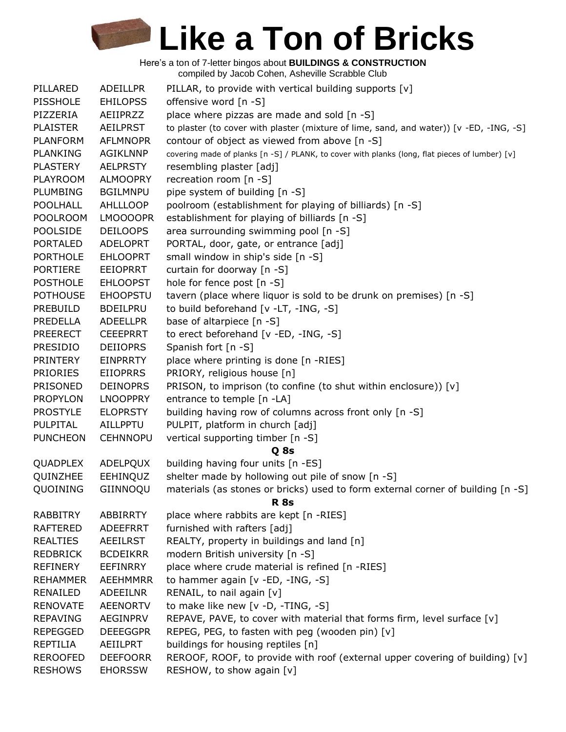# Like a Ton of Bricks

Here's a ton of 7-letter bingos about **BUILDINGS & CONSTRUCTION**
compiled by Jacob Cohen, Asheville Scrabble Club

| | | |
|---|---|---|
| PILLARED | ADEILLPR | PILLAR, to provide with vertical building supports [v] |
| PISSHOLE | EHILOPSS | offensive word [n -S] |
| PIZZERIA | AEIIPRZZ | place where pizzas are made and sold [n -S] |
| PLAISTER | AEILPRST | to plaster (to cover with plaster (mixture of lime, sand, and water)) [v -ED, -ING, -S] |
| PLANFORM | AFLMNOPR | contour of object as viewed from above [n -S] |
| PLANKING | AGIKLNNP | covering made of planks [n -S] / PLANK, to cover with planks (long, flat pieces of lumber) [v] |
| PLASTERY | AELPRSTY | resembling plaster [adj] |
| PLAYROOM | ALMOOPRY | recreation room [n -S] |
| PLUMBING | BGILMNPU | pipe system of building [n -S] |
| POOLHALL | AHLLLOOP | poolroom (establishment for playing of billiards) [n -S] |
| POOLROOM | LMOOOOPR | establishment for playing of billiards [n -S] |
| POOLSIDE | DEILOOPS | area surrounding swimming pool [n -S] |
| PORTALED | ADELOPRT | PORTAL, door, gate, or entrance [adj] |
| PORTHOLE | EHLOOPRT | small window in ship's side [n -S] |
| PORTIERE | EEIOPRRT | curtain for doorway [n -S] |
| POSTHOLE | EHLOOPST | hole for fence post [n -S] |
| POTHOUSE | EHOOPSTU | tavern (place where liquor is sold to be drunk on premises) [n -S] |
| PREBUILD | BDEILPRU | to build beforehand [v -LT, -ING, -S] |
| PREDELLA | ADEELLPR | base of altarpiece [n -S] |
| PREERECT | CEEEPRRT | to erect beforehand [v -ED, -ING, -S] |
| PRESIDIO | DEIIOPRS | Spanish fort [n -S] |
| PRINTERY | EINPRRTY | place where printing is done [n -RIES] |
| PRIORIES | EIIOPRRS | PRIORY, religious house [n] |
| PRISONED | DEINOPRS | PRISON, to imprison (to confine (to shut within enclosure)) [v] |
| PROPYLON | LNOOPPRY | entrance to temple [n -LA] |
| PROSTYLE | ELOPRSTY | building having row of columns across front only [n -S] |
| PULPITAL | AILLPPTU | PULPIT, platform in church [adj] |
| PUNCHEON | CEHNNOPU | vertical supporting timber [n -S] |
| | | **Q 8s** |
| QUADPLEX | ADELPQUX | building having four units [n -ES] |
| QUINZHEE | EEHINQUZ | shelter made by hollowing out pile of snow [n -S] |
| QUOINING | GIINNOQU | materials (as stones or bricks) used to form external corner of building [n -S] |
| | | **R 8s** |
| RABBITRY | ABBIRRTY | place where rabbits are kept [n -RIES] |
| RAFTERED | ADEEFRRT | furnished with rafters [adj] |
| REALTIES | AEEILRST | REALTY, property in buildings and land [n] |
| REDBRICK | BCDEIKRR | modern British university [n -S] |
| REFINERY | EEFINRRY | place where crude material is refined [n -RIES] |
| REHAMMER | AEEHMMRR | to hammer again [v -ED, -ING, -S] |
| RENAILED | ADEEILNR | RENAIL, to nail again [v] |
| RENOVATE | AEENORTV | to make like new [v -D, -TING, -S] |
| REPAVING | AEGINPRV | REPAVE, PAVE, to cover with material that forms firm, level surface [v] |
| REPEGGED | DEEEGGPR | REPEG, PEG, to fasten with peg (wooden pin) [v] |
| REPTILIA | AEIILPRT | buildings for housing reptiles [n] |
| REROOFED | DEEFOORR | REROOF, ROOF, to provide with roof (external upper covering of building) [v] |
| RESHOWS | EHORSSW | RESHOW, to show again [v] |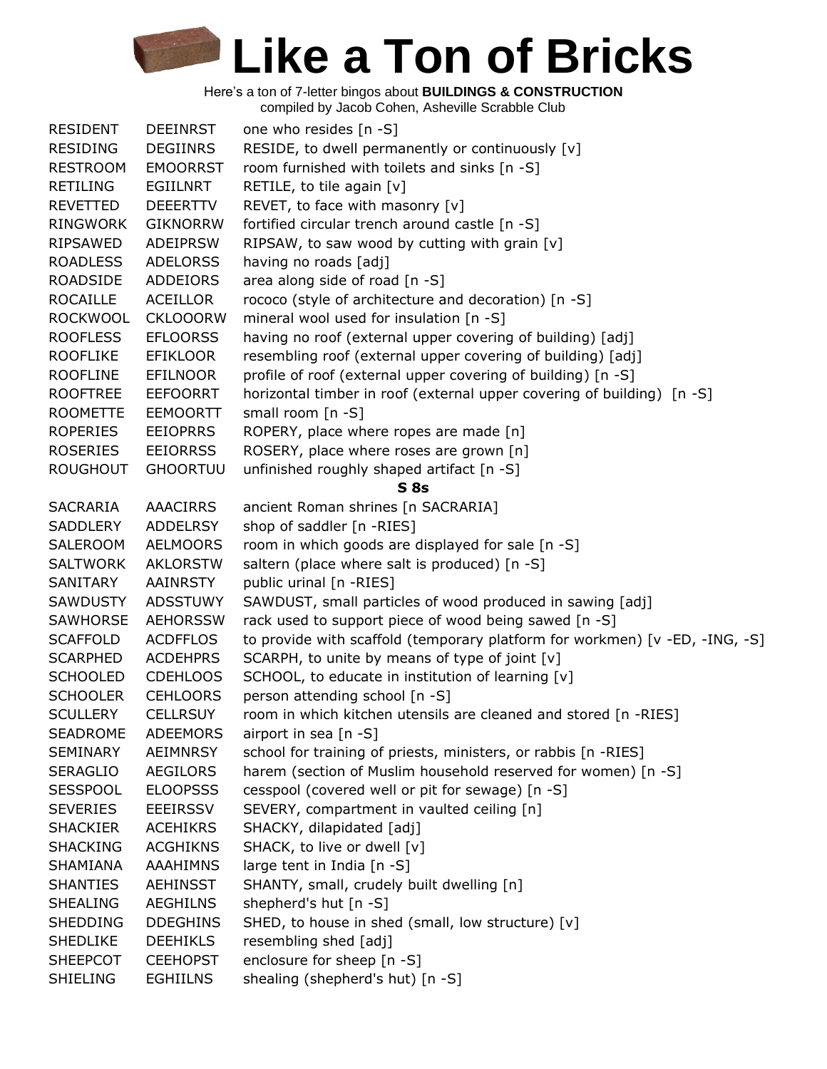# Like a Ton of Bricks

Here's a ton of 7-letter bingos about **BUILDINGS & CONSTRUCTION**
compiled by Jacob Cohen, Asheville Scrabble Club

| | | |
|---|---|---|
| RESIDENT | DEEINRST | one who resides [n -S] |
| RESIDING | DEGIINRS | RESIDE, to dwell permanently or continuously [v] |
| RESTROOM | EMOORRST | room furnished with toilets and sinks [n -S] |
| RETILING | EGIILNRT | RETILE, to tile again [v] |
| REVETTED | DEEERTTV | REVET, to face with masonry [v] |
| RINGWORK | GIKNORRW | fortified circular trench around castle [n -S] |
| RIPSAWED | ADEIPRSW | RIPSAW, to saw wood by cutting with grain [v] |
| ROADLESS | ADELORSS | having no roads [adj] |
| ROADSIDE | ADDEIORS | area along side of road [n -S] |
| ROCAILLE | ACEILLOR | rococo (style of architecture and decoration) [n -S] |
| ROCKWOOL | CKLOOORW | mineral wool used for insulation [n -S] |
| ROOFLESS | EFLOORSS | having no roof (external upper covering of building) [adj] |
| ROOFLIKE | EFIKLOOR | resembling roof (external upper covering of building) [adj] |
| ROOFLINE | EFILNOOR | profile of roof (external upper covering of building) [n -S] |
| ROOFTREE | EEFOORRT | horizontal timber in roof (external upper covering of building) [n -S] |
| ROOMETTE | EEMOORTT | small room [n -S] |
| ROPERIES | EEIOPRRS | ROPERY, place where ropes are made [n] |
| ROSERIES | EEIORRSS | ROSERY, place where roses are grown [n] |
| ROUGHOUT | GHOORTUU | unfinished roughly shaped artifact [n -S] |
| | | **S 8s** |
| SACRARIA | AAACIRRS | ancient Roman shrines [n SACRARIA] |
| SADDLERY | ADDELRSY | shop of saddler [n -RIES] |
| SALEROOM | AELMOORS | room in which goods are displayed for sale [n -S] |
| SALTWORK | AKLORSTW | saltern (place where salt is produced) [n -S] |
| SANITARY | AAINRSTY | public urinal [n -RIES] |
| SAWDUSTY | ADSSTUWY | SAWDUST, small particles of wood produced in sawing [adj] |
| SAWHORSE | AEHORSSW | rack used to support piece of wood being sawed [n -S] |
| SCAFFOLD | ACDFFLOS | to provide with scaffold (temporary platform for workmen) [v -ED, -ING, -S] |
| SCARPHED | ACDEHPRS | SCARPH, to unite by means of type of joint [v] |
| SCHOOLED | CDEHLOOS | SCHOOL, to educate in institution of learning [v] |
| SCHOOLER | CEHLOORS | person attending school [n -S] |
| SCULLERY | CELLRSUY | room in which kitchen utensils are cleaned and stored [n -RIES] |
| SEADROME | ADEEMORS | airport in sea [n -S] |
| SEMINARY | AEIMNRSY | school for training of priests, ministers, or rabbis [n -RIES] |
| SERAGLIO | AEGILORS | harem (section of Muslim household reserved for women) [n -S] |
| SESSPOOL | ELOOPSSS | cesspool (covered well or pit for sewage) [n -S] |
| SEVERIES | EEEIRSSV | SEVERY, compartment in vaulted ceiling [n] |
| SHACKIER | ACEHIKRS | SHACKY, dilapidated [adj] |
| SHACKING | ACGHIKNS | SHACK, to live or dwell [v] |
| SHAMIANA | AAAHIMNS | large tent in India [n -S] |
| SHANTIES | AEHINSST | SHANTY, small, crudely built dwelling [n] |
| SHEALING | AEGHILNS | shepherd's hut [n -S] |
| SHEDDING | DDEGHINS | SHED, to house in shed (small, low structure) [v] |
| SHEDLIKE | DEEHIKLS | resembling shed [adj] |
| SHEEPCOT | CEEHOPST | enclosure for sheep [n -S] |
| SHIELING | EGHIILNS | shealing (shepherd's hut) [n -S] |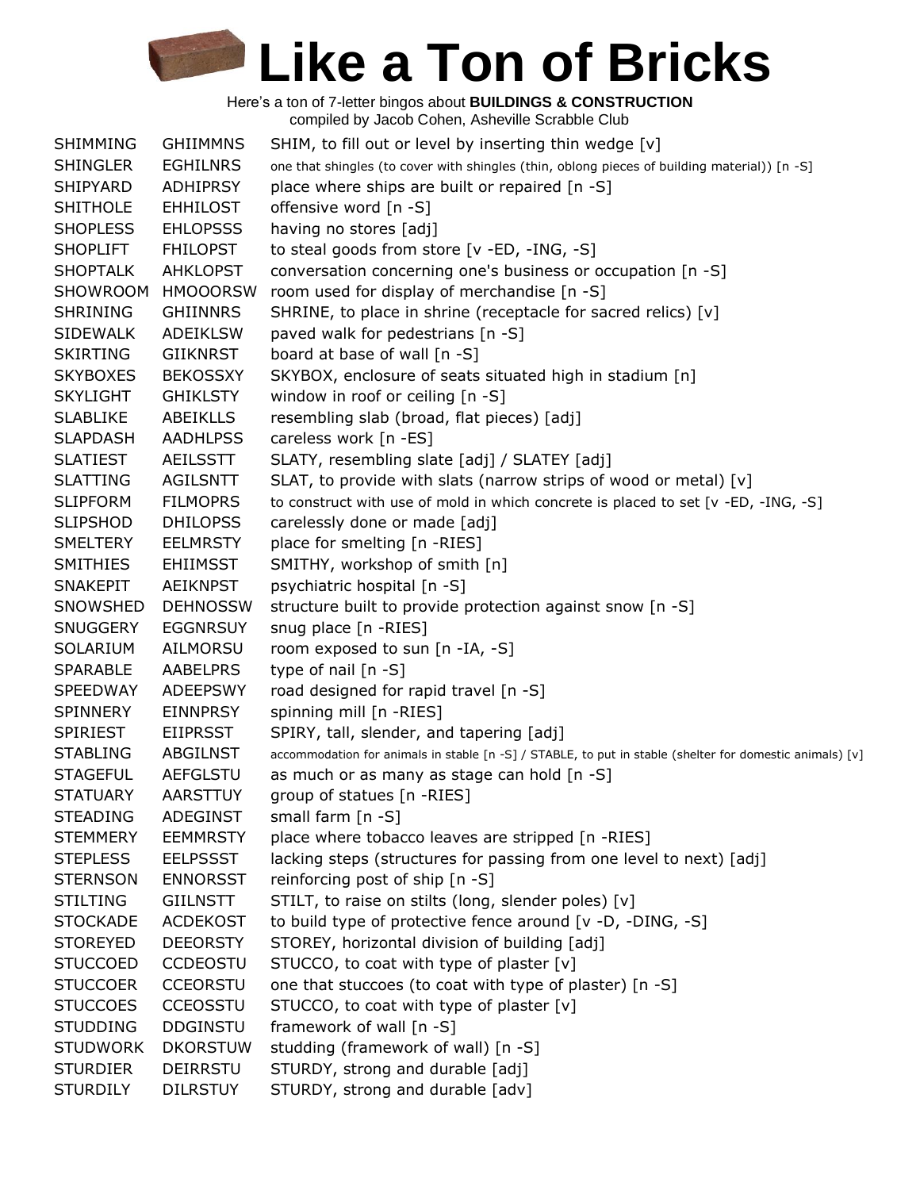# Like a Ton of Bricks

Here's a ton of 7-letter bingos about **BUILDINGS & CONSTRUCTION**
compiled by Jacob Cohen, Asheville Scrabble Club

| | | |
|---|---|---|
| SHIMMING | GHIIMMNS | SHIM, to fill out or level by inserting thin wedge [v] |
| SHINGLER | EGHILNRS | one that shingles (to cover with shingles (thin, oblong pieces of building material)) [n -S] |
| SHIPYARD | ADHIPRSY | place where ships are built or repaired [n -S] |
| SHITHOLE | EHHILOST | offensive word [n -S] |
| SHOPLESS | EHLOPSSS | having no stores [adj] |
| SHOPLIFT | FHILOPST | to steal goods from store [v -ED, -ING, -S] |
| SHOPTALK | AHKLOPST | conversation concerning one's business or occupation [n -S] |
| SHOWROOM | HMOOORSW | room used for display of merchandise [n -S] |
| SHRINING | GHIINNRS | SHRINE, to place in shrine (receptacle for sacred relics) [v] |
| SIDEWALK | ADEIKLSW | paved walk for pedestrians [n -S] |
| SKIRTING | GIIKNRST | board at base of wall [n -S] |
| SKYBOXES | BEKOSSXY | SKYBOX, enclosure of seats situated high in stadium [n] |
| SKYLIGHT | GHIKLSTY | window in roof or ceiling [n -S] |
| SLABLIKE | ABEIKLLS | resembling slab (broad, flat pieces) [adj] |
| SLAPDASH | AADHLPSS | careless work [n -ES] |
| SLATIEST | AEILSSTT | SLATY, resembling slate [adj] / SLATEY [adj] |
| SLATTING | AGILSNTT | SLAT, to provide with slats (narrow strips of wood or metal) [v] |
| SLIPFORM | FILMOPRS | to construct with use of mold in which concrete is placed to set [v -ED, -ING, -S] |
| SLIPSHOD | DHILOPSS | carelessly done or made [adj] |
| SMELTERY | EELMRSTY | place for smelting [n -RIES] |
| SMITHIES | EHIIMSST | SMITHY, workshop of smith [n] |
| SNAKEPIT | AEIKNPST | psychiatric hospital [n -S] |
| SNOWSHED | DEHNOSSW | structure built to provide protection against snow [n -S] |
| SNUGGERY | EGGNRSUY | snug place [n -RIES] |
| SOLARIUM | AILMORSU | room exposed to sun [n -IA, -S] |
| SPARABLE | AABELPRS | type of nail [n -S] |
| SPEEDWAY | ADEEPSWY | road designed for rapid travel [n -S] |
| SPINNERY | EINNPRSY | spinning mill [n -RIES] |
| SPIRIEST | EIIPRSST | SPIRY, tall, slender, and tapering [adj] |
| STABLING | ABGILNST | accommodation for animals in stable [n -S] / STABLE, to put in stable (shelter for domestic animals) [v] |
| STAGEFUL | AEFGLSTU | as much or as many as stage can hold [n -S] |
| STATUARY | AARSTTUY | group of statues [n -RIES] |
| STEADING | ADEGINST | small farm [n -S] |
| STEMMERY | EEMMRSTY | place where tobacco leaves are stripped [n -RIES] |
| STEPLESS | EELPSSST | lacking steps (structures for passing from one level to next) [adj] |
| STERNSON | ENNORSST | reinforcing post of ship [n -S] |
| STILTING | GIILNSTT | STILT, to raise on stilts (long, slender poles) [v] |
| STOCKADE | ACDEKOST | to build type of protective fence around [v -D, -DING, -S] |
| STOREYED | DEEORSTY | STOREY, horizontal division of building [adj] |
| STUCCOED | CCDEOSTU | STUCCO, to coat with type of plaster [v] |
| STUCCOER | CCEORSTU | one that stuccoes (to coat with type of plaster) [n -S] |
| STUCCOES | CCEOSSTU | STUCCO, to coat with type of plaster [v] |
| STUDDING | DDGINSTU | framework of wall [n -S] |
| STUDWORK | DKORSTUW | studding (framework of wall) [n -S] |
| STURDIER | DEIRRSTU | STURDY, strong and durable [adj] |
| STURDILY | DILRSTUY | STURDY, strong and durable [adv] |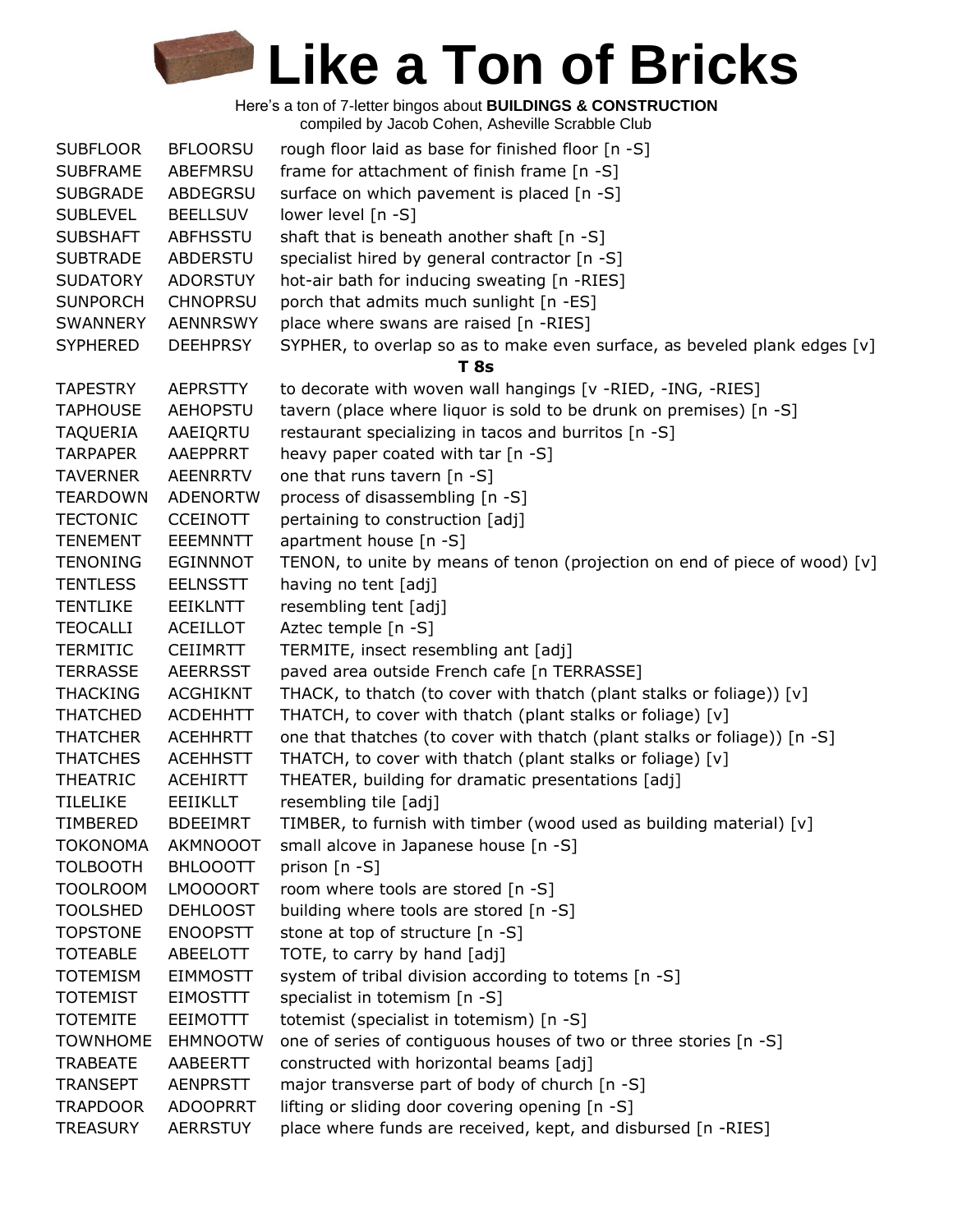# Like a Ton of Bricks

Here's a ton of 7-letter bingos about **BUILDINGS & CONSTRUCTION**
compiled by Jacob Cohen, Asheville Scrabble Club

| | | |
|---|---|---|
| SUBFLOOR | BFLOORSU | rough floor laid as base for finished floor [n -S] |
| SUBFRAME | ABEFMRSU | frame for attachment of finish frame [n -S] |
| SUBGRADE | ABDEGRSU | surface on which pavement is placed [n -S] |
| SUBLEVEL | BEELLSUV | lower level [n -S] |
| SUBSHAFT | ABFHSSTU | shaft that is beneath another shaft [n -S] |
| SUBTRADE | ABDERSTU | specialist hired by general contractor [n -S] |
| SUDATORY | ADORSTUY | hot-air bath for inducing sweating [n -RIES] |
| SUNPORCH | CHNOPRSU | porch that admits much sunlight [n -ES] |
| SWANNERY | AENNRSWY | place where swans are raised [n -RIES] |
| SYPHERED | DEEHPRSY | SYPHER, to overlap so as to make even surface, as beveled plank edges [v] |

**T 8s**

| | | |
|---|---|---|
| TAPESTRY | AEPRSTTY | to decorate with woven wall hangings [v -RIED, -ING, -RIES] |
| TAPHOUSE | AEHOPSTU | tavern (place where liquor is sold to be drunk on premises) [n -S] |
| TAQUERIA | AAEIQRTU | restaurant specializing in tacos and burritos [n -S] |
| TARPAPER | AAEPPRRT | heavy paper coated with tar [n -S] |
| TAVERNER | AEENRRTV | one that runs tavern [n -S] |
| TEARDOWN | ADENORTW | process of disassembling [n -S] |
| TECTONIC | CCEINOTT | pertaining to construction [adj] |
| TENEMENT | EEEMNNTT | apartment house [n -S] |
| TENONING | EGINNNOT | TENON, to unite by means of tenon (projection on end of piece of wood) [v] |
| TENTLESS | EELNSSTT | having no tent [adj] |
| TENTLIKE | EEIKLNTT | resembling tent [adj] |
| TEOCALLI | ACEILLOT | Aztec temple [n -S] |
| TERMITIC | CEIIMRTT | TERMITE, insect resembling ant [adj] |
| TERRASSE | AEERRSST | paved area outside French cafe [n TERRASSE] |
| THACKING | ACGHIKNT | THACK, to thatch (to cover with thatch (plant stalks or foliage)) [v] |
| THATCHED | ACDEHHTT | THATCH, to cover with thatch (plant stalks or foliage) [v] |
| THATCHER | ACEHHRTT | one that thatches (to cover with thatch (plant stalks or foliage)) [n -S] |
| THATCHES | ACEHHSTT | THATCH, to cover with thatch (plant stalks or foliage) [v] |
| THEATRIC | ACEHIRTT | THEATER, building for dramatic presentations [adj] |
| TILELIKE | EEIIKLLT | resembling tile [adj] |
| TIMBERED | BDEEIMRT | TIMBER, to furnish with timber (wood used as building material) [v] |
| TOKONOMA | AKMNOOOT | small alcove in Japanese house [n -S] |
| TOLBOOTH | BHLOOOTT | prison [n -S] |
| TOOLROOM | LMOOOORT | room where tools are stored [n -S] |
| TOOLSHED | DEHLOOST | building where tools are stored [n -S] |
| TOPSTONE | ENOOPSTT | stone at top of structure [n -S] |
| TOTEABLE | ABEELOTT | TOTE, to carry by hand [adj] |
| TOTEMISM | EIMMOSTT | system of tribal division according to totems [n -S] |
| TOTEMIST | EIMOSTTT | specialist in totemism [n -S] |
| TOTEMITE | EEIMOTTT | totemist (specialist in totemism) [n -S] |
| TOWNHOME | EHMNOOTW | one of series of contiguous houses of two or three stories [n -S] |
| TRABEATE | AABEERTT | constructed with horizontal beams [adj] |
| TRANSEPT | AENPRSTT | major transverse part of body of church [n -S] |
| TRAPDOOR | ADOOPRRT | lifting or sliding door covering opening [n -S] |
| TREASURY | AERRSTUY | place where funds are received, kept, and disbursed [n -RIES] |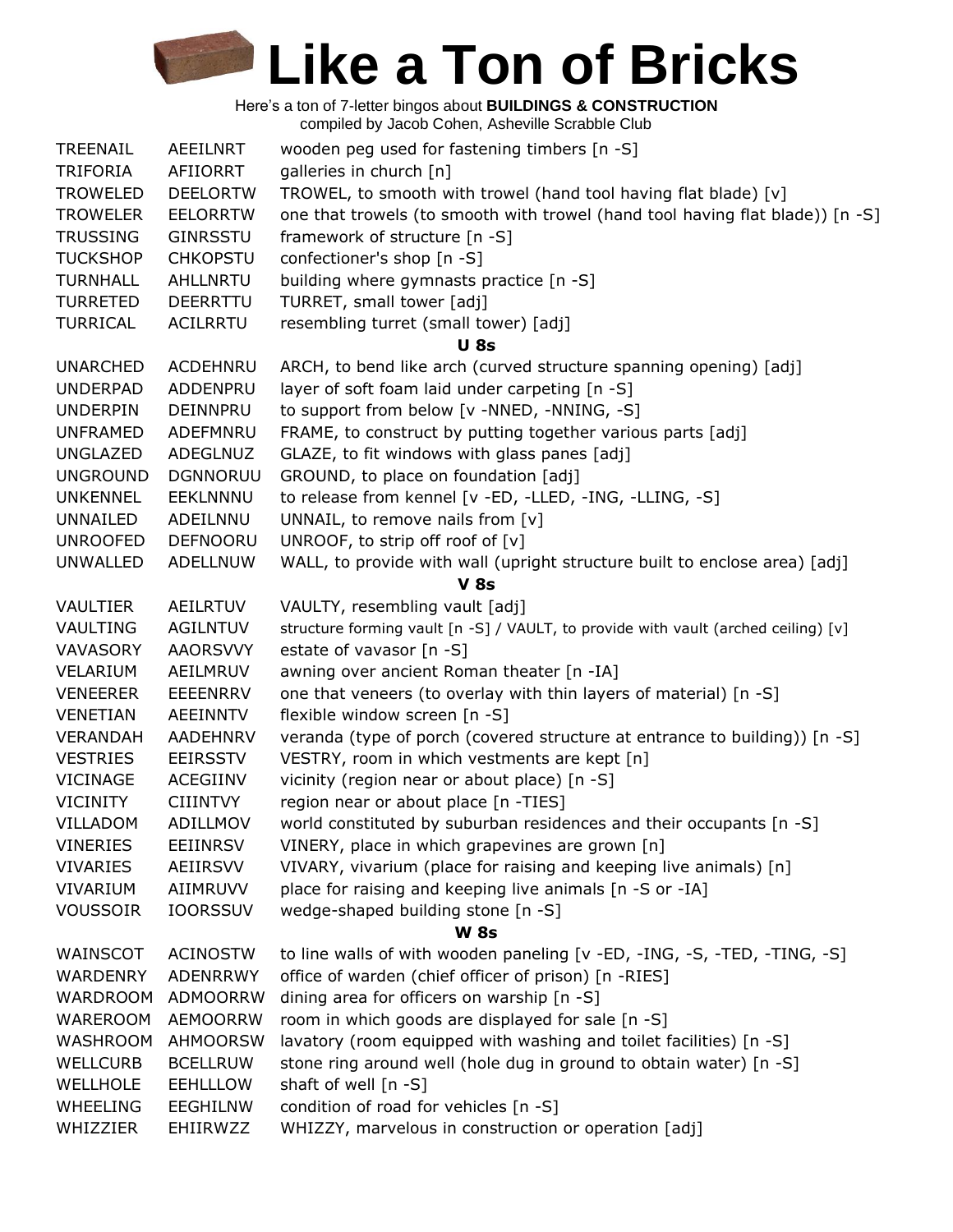# Like a Ton of Bricks

Here's a ton of 7-letter bingos about **BUILDINGS & CONSTRUCTION**
compiled by Jacob Cohen, Asheville Scrabble Club

| | | |
|---|---|---|
| TREENAIL | AEEILNRT | wooden peg used for fastening timbers [n -S] |
| TRIFORIA | AFIIORRT | galleries in church [n] |
| TROWELED | DEELORTW | TROWEL, to smooth with trowel (hand tool having flat blade) [v] |
| TROWELER | EELORRTW | one that trowels (to smooth with trowel (hand tool having flat blade)) [n -S] |
| TRUSSING | GINRSSTU | framework of structure [n -S] |
| TUCKSHOP | CHKOPSTU | confectioner's shop [n -S] |
| TURNHALL | AHLLNRTU | building where gymnasts practice [n -S] |
| TURRETED | DEERRTTU | TURRET, small tower [adj] |
| TURRICAL | ACILRRTU | resembling turret (small tower) [adj] |
| | | **U 8s** |
| UNARCHED | ACDEHNRU | ARCH, to bend like arch (curved structure spanning opening) [adj] |
| UNDERPAD | ADDENPRU | layer of soft foam laid under carpeting [n -S] |
| UNDERPIN | DEINNPRU | to support from below [v -NNED, -NNING, -S] |
| UNFRAMED | ADEFMNRU | FRAME, to construct by putting together various parts [adj] |
| UNGLAZED | ADEGLNUZ | GLAZE, to fit windows with glass panes [adj] |
| UNGROUND | DGNNORUU | GROUND, to place on foundation [adj] |
| UNKENNEL | EEKLNNNU | to release from kennel [v -ED, -LLED, -ING, -LLING, -S] |
| UNNAILED | ADEILNNU | UNNAIL, to remove nails from [v] |
| UNROOFED | DEFNOORU | UNROOF, to strip off roof of [v] |
| UNWALLED | ADELLNUW | WALL, to provide with wall (upright structure built to enclose area) [adj] |
| | | **V 8s** |
| VAULTIER | AEILRTUV | VAULTY, resembling vault [adj] |
| VAULTING | AGILNTUV | structure forming vault [n -S] / VAULT, to provide with vault (arched ceiling) [v] |
| VAVASORY | AAORSVVY | estate of vavasor [n -S] |
| VELARIUM | AEILMRUV | awning over ancient Roman theater [n -IA] |
| VENEERER | EEEENRRV | one that veneers (to overlay with thin layers of material) [n -S] |
| VENETIAN | AEEINNTV | flexible window screen [n -S] |
| VERANDAH | AADEHNRV | veranda (type of porch (covered structure at entrance to building)) [n -S] |
| VESTRIES | EEIRSSTV | VESTRY, room in which vestments are kept [n] |
| VICINAGE | ACEGIINV | vicinity (region near or about place) [n -S] |
| VICINITY | CIIINTVY | region near or about place [n -TIES] |
| VILLADOM | ADILLMOV | world constituted by suburban residences and their occupants [n -S] |
| VINERIES | EEIINRSV | VINERY, place in which grapevines are grown [n] |
| VIVARIES | AEIIRSVV | VIVARY, vivarium (place for raising and keeping live animals) [n] |
| VIVARIUM | AIIMRUVV | place for raising and keeping live animals [n -S or -IA] |
| VOUSSOIR | IOORSSUV | wedge-shaped building stone [n -S] |
| | | **W 8s** |
| WAINSCOT | ACINOSTW | to line walls of with wooden paneling [v -ED, -ING, -S, -TED, -TING, -S] |
| WARDENRY | ADENRRWY | office of warden (chief officer of prison) [n -RIES] |
| WARDROOM | ADMOORRW | dining area for officers on warship [n -S] |
| WAREROOM | AEMOORRW | room in which goods are displayed for sale [n -S] |
| WASHROOM | AHMOORSW | lavatory (room equipped with washing and toilet facilities) [n -S] |
| WELLCURB | BCELLRUW | stone ring around well (hole dug in ground to obtain water) [n -S] |
| WELLHOLE | EEHLLLOW | shaft of well [n -S] |
| WHEELING | EEGHILNW | condition of road for vehicles [n -S] |
| WHIZZIER | EHIIRWZZ | WHIZZY, marvelous in construction or operation [adj] |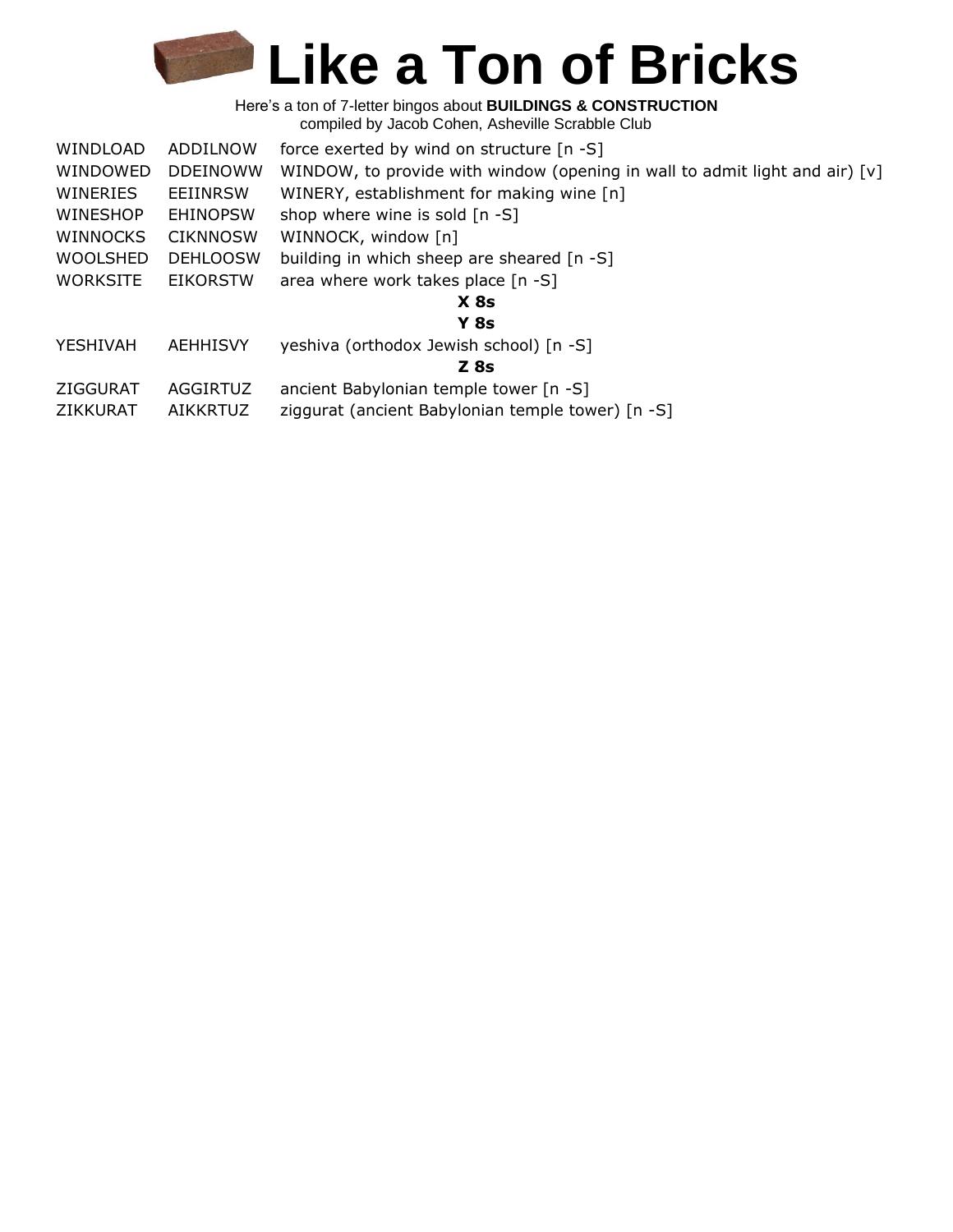# Like a Ton of Bricks

Here's a ton of 7-letter bingos about **BUILDINGS & CONSTRUCTION**
compiled by Jacob Cohen, Asheville Scrabble Club

| | | |
|---|---|---|
| WINDLOAD | ADDILNOW | force exerted by wind on structure [n -S] |
| WINDOWED | DDEINOWW | WINDOW, to provide with window (opening in wall to admit light and air) [v] |
| WINERIES | EEIINRSW | WINERY, establishment for making wine [n] |
| WINESHOP | EHINOPSW | shop where wine is sold [n -S] |
| WINNOCKS | CIKNNOSW | WINNOCK, window [n] |
| WOOLSHED | DEHLOOSW | building in which sheep are sheared [n -S] |
| WORKSITE | EIKORSTW | area where work takes place [n -S] |
| | **X 8s** | |
| | **Y 8s** | |
| YESHIVAH | AEHHISVY | yeshiva (orthodox Jewish school) [n -S] |
| | **Z 8s** | |
| ZIGGURAT | AGGIRTUZ | ancient Babylonian temple tower [n -S] |
| ZIKKURAT | AIKKRTUZ | ziggurat (ancient Babylonian temple tower) [n -S] |